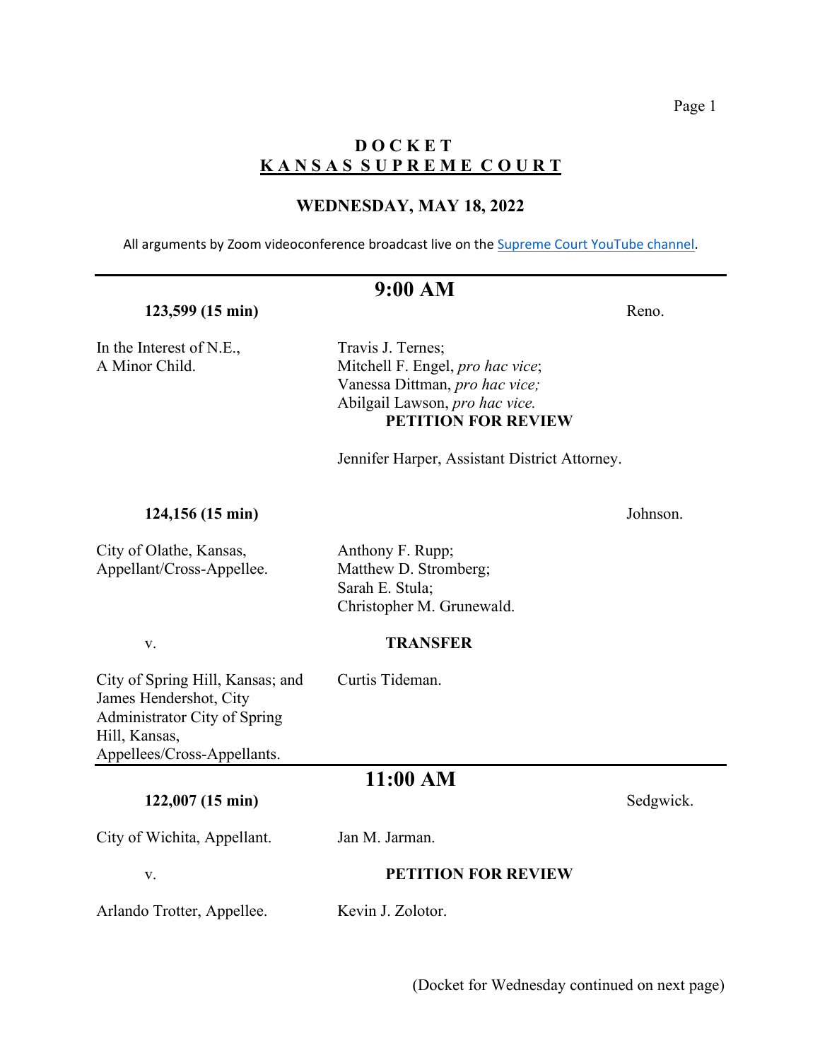# DOCKET
## KANSAS SUPREME COURT

### WEDNESDAY, MAY 18, 2022

All arguments by Zoom videoconference broadcast live on the [Supreme Court YouTube channel](Supreme Court YouTube channel).

---

## 9:00 AM

**123,599 (15 min)** Reno.

In the Interest of N.E., A Minor Child.

Travis J. Ternes;
Mitchell F. Engel, *pro hac vice*;
Vanessa Dittman, *pro hac vice;*
Abilgail Lawson, *pro hac vice.*

**PETITION FOR REVIEW**

Jennifer Harper, Assistant District Attorney.

**124,156 (15 min)** Johnson.

City of Olathe, Kansas, Appellant/Cross-Appellee.

Anthony F. Rupp;
Matthew D. Stromberg;
Sarah E. Stula;
Christopher M. Grunewald.

v. **TRANSFER**

City of Spring Hill, Kansas; and James Hendershot, City Administrator City of Spring Hill, Kansas, Appellees/Cross-Appellants.

Curtis Tideman.

---

## 11:00 AM

**122,007 (15 min)** Sedgwick.

City of Wichita, Appellant. Jan M. Jarman.

v. **PETITION FOR REVIEW**

Arlando Trotter, Appellee. Kevin J. Zolotor.

(Docket for Wednesday continued on next page)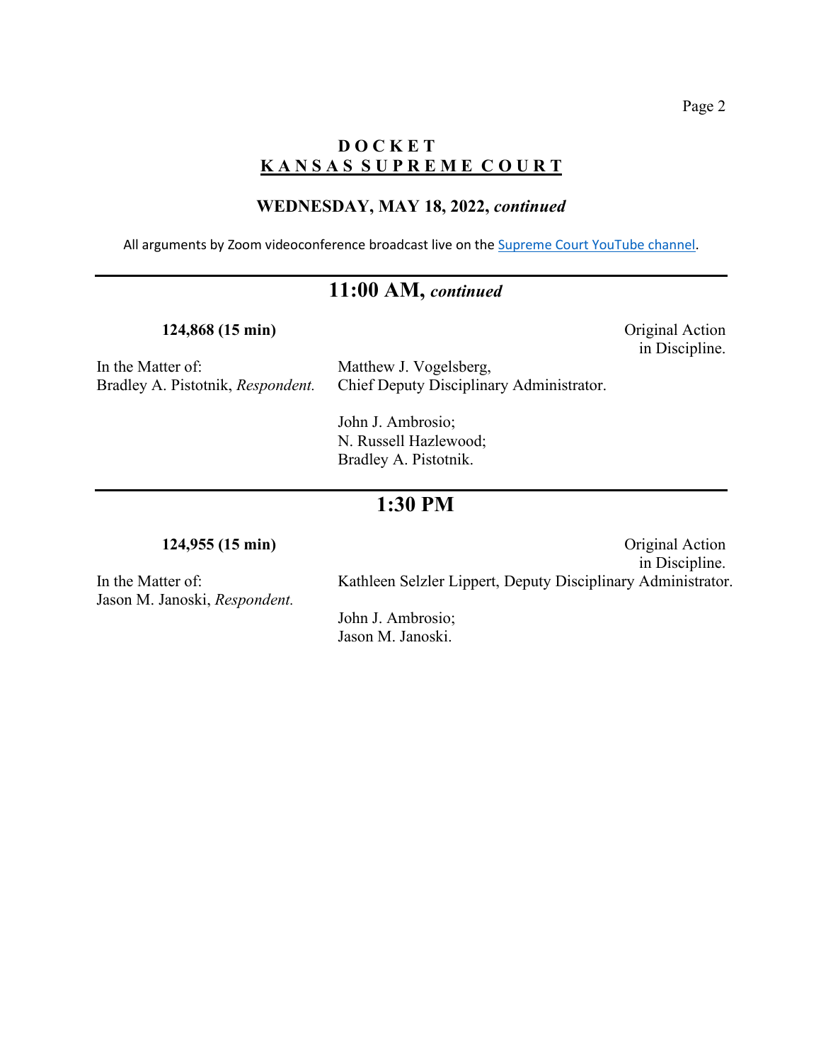# D O C K E T
## K A N S A S S U P R E M E C O U R T

### WEDNESDAY, MAY 18, 2022, *continued*

All arguments by Zoom videoconference broadcast live on the Supreme Court YouTube channel.

---

## 11:00 AM, *continued*

**124,868 (15 min)** — Original Action in Discipline.

In the Matter of:
Bradley A. Pistotnik, *Respondent.*

Matthew J. Vogelsberg,
Chief Deputy Disciplinary Administrator.

John J. Ambrosio;
N. Russell Hazlewood;
Bradley A. Pistotnik.

---

## 1:30 PM

**124,955 (15 min)** — Original Action in Discipline.

In the Matter of:
Jason M. Janoski, *Respondent.*

Kathleen Selzler Lippert, Deputy Disciplinary Administrator.

John J. Ambrosio;
Jason M. Janoski.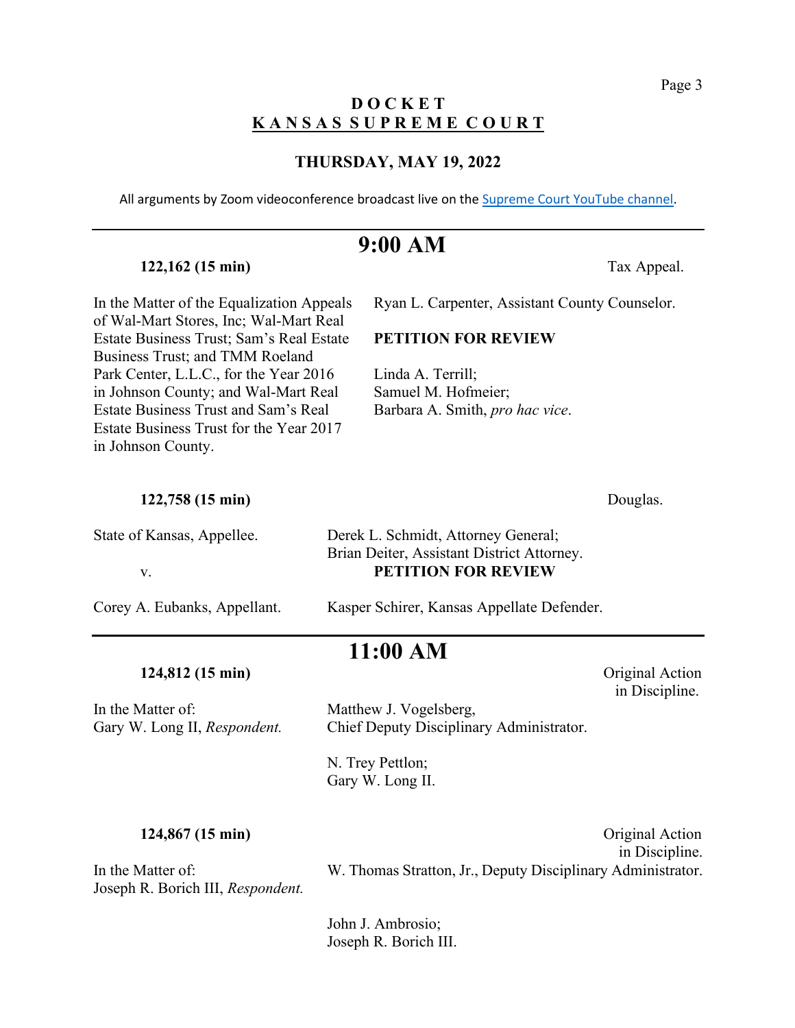# D O C K E T
## K A N S A S S U P R E M E C O U R T

### THURSDAY, MAY 19, 2022

All arguments by Zoom videoconference broadcast live on the Supreme Court YouTube channel.

---

## 9:00 AM

**122,162 (15 min)** Tax Appeal.

In the Matter of the Equalization Appeals of Wal-Mart Stores, Inc; Wal-Mart Real Estate Business Trust; Sam's Real Estate Business Trust; and TMM Roeland Park Center, L.L.C., for the Year 2016 in Johnson County; and Wal-Mart Real Estate Business Trust and Sam's Real Estate Business Trust for the Year 2017 in Johnson County.

Ryan L. Carpenter, Assistant County Counselor.

**PETITION FOR REVIEW**

Linda A. Terrill;
Samuel M. Hofmeier;
Barbara A. Smith, *pro hac vice*.

**122,758 (15 min)** Douglas.

State of Kansas, Appellee.

Derek L. Schmidt, Attorney General;
Brian Deiter, Assistant District Attorney.

v. **PETITION FOR REVIEW**

Corey A. Eubanks, Appellant.

Kasper Schirer, Kansas Appellate Defender.

---

## 11:00 AM

**124,812 (15 min)** Original Action in Discipline.

In the Matter of:
Gary W. Long II, *Respondent.*

Matthew J. Vogelsberg,
Chief Deputy Disciplinary Administrator.

N. Trey Pettlon;
Gary W. Long II.

**124,867 (15 min)** Original Action in Discipline.

In the Matter of:
Joseph R. Borich III, *Respondent.*

W. Thomas Stratton, Jr., Deputy Disciplinary Administrator.

John J. Ambrosio;
Joseph R. Borich III.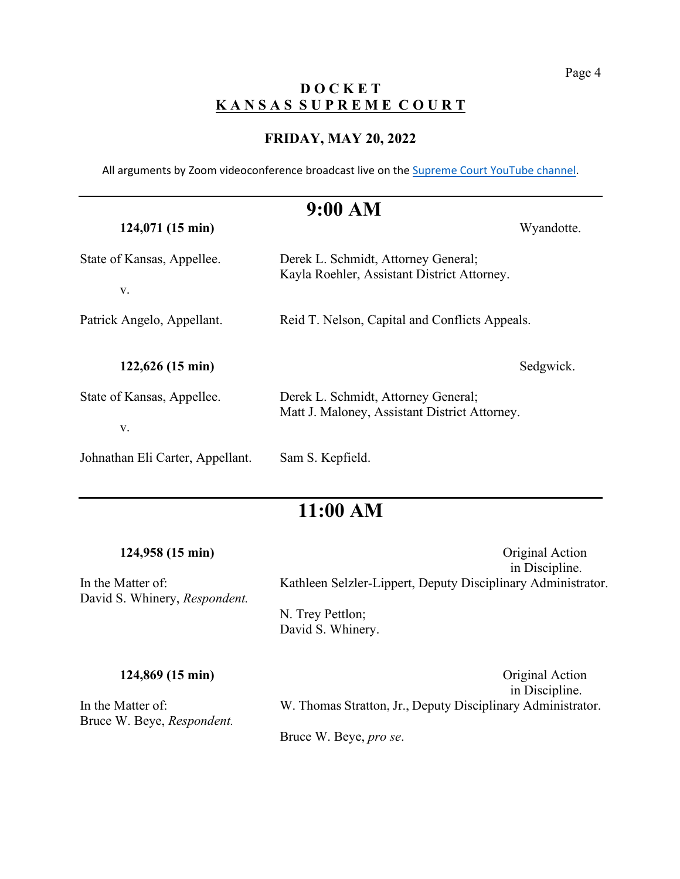# DOCKET
## KANSAS SUPREME COURT

### FRIDAY, MAY 20, 2022

All arguments by Zoom videoconference broadcast live on the Supreme Court YouTube channel.

---

## 9:00 AM

**124,071 (15 min)** Wyandotte.

State of Kansas, Appellee.
v.
Patrick Angelo, Appellant.

Derek L. Schmidt, Attorney General;
Kayla Roehler, Assistant District Attorney.

Reid T. Nelson, Capital and Conflicts Appeals.

**122,626 (15 min)** Sedgwick.

State of Kansas, Appellee.
v.
Johnathan Eli Carter, Appellant.

Derek L. Schmidt, Attorney General;
Matt J. Maloney, Assistant District Attorney.

Sam S. Kepfield.

---

## 11:00 AM

**124,958 (15 min)** Original Action in Discipline.

In the Matter of:
David S. Whinery, *Respondent.*

Kathleen Selzler-Lippert, Deputy Disciplinary Administrator.

N. Trey Pettlon;
David S. Whinery.

**124,869 (15 min)** Original Action in Discipline.

In the Matter of:
Bruce W. Beye, *Respondent.*

W. Thomas Stratton, Jr., Deputy Disciplinary Administrator.

Bruce W. Beye, *pro se*.